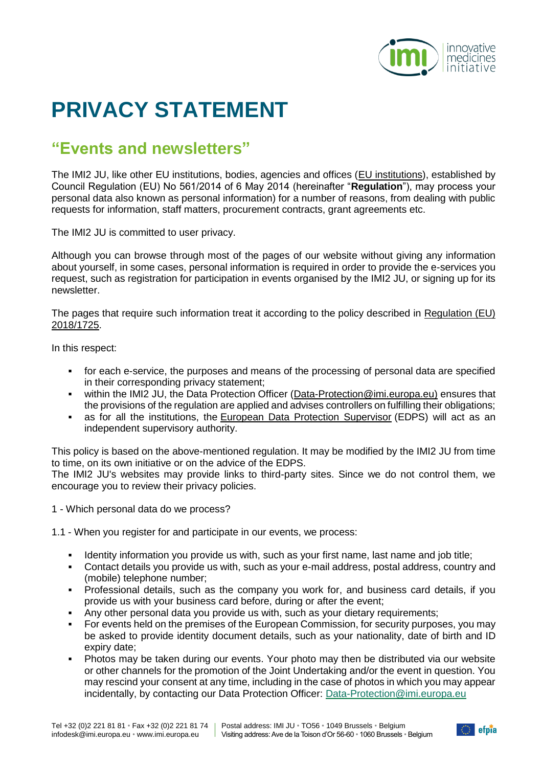# PRIVACY STATEMENT

## "Events and newsletters"

The IMI2 JU, like other EU institutions, bodies, agencies and offices (EU institutions), established by Council Regulation (EU) No 561/2014 of 6 May 2014 (hereinafter "**Regulation**"), may process your personal data also known as personal information) for a number of reasons, from dealing with public requests for information, staff matters, procurement contracts, grant agreements etc.

The IMI2 JU is committed to user privacy.

Although you can browse through most of the pages of our website without giving any information about yourself, in some cases, personal information is required in order to provide the e-services you request, such as registration for participation in events organised by the IMI2 JU, or signing up for its newsletter.

The pages that require such information treat it according to the policy described in Regulation (EU) 2018/1725.

In this respect:

- for each e-service, the purposes and means of the processing of personal data are specified in their corresponding privacy statement;
- within the IMI2 JU, the Data Protection Officer (Data-Protection@imi.europa.eu) ensures that the provisions of the regulation are applied and advises controllers on fulfilling their obligations;
- as for all the institutions, the European Data Protection Supervisor (EDPS) will act as an independent supervisory authority.

This policy is based on the above-mentioned regulation. It may be modified by the IMI2 JU from time to time, on its own initiative or on the advice of the EDPS.
The IMI2 JU's websites may provide links to third-party sites. Since we do not control them, we encourage you to review their privacy policies.

1 - Which personal data do we process?

1.1 - When you register for and participate in our events, we process:

- Identity information you provide us with, such as your first name, last name and job title;
- Contact details you provide us with, such as your e-mail address, postal address, country and (mobile) telephone number;
- Professional details, such as the company you work for, and business card details, if you provide us with your business card before, during or after the event;
- Any other personal data you provide us with, such as your dietary requirements;
- For events held on the premises of the European Commission, for security purposes, you may be asked to provide identity document details, such as your nationality, date of birth and ID expiry date;
- Photos may be taken during our events. Your photo may then be distributed via our website or other channels for the promotion of the Joint Undertaking and/or the event in question. You may rescind your consent at any time, including in the case of photos in which you may appear incidentally, by contacting our Data Protection Officer: Data-Protection@imi.europa.eu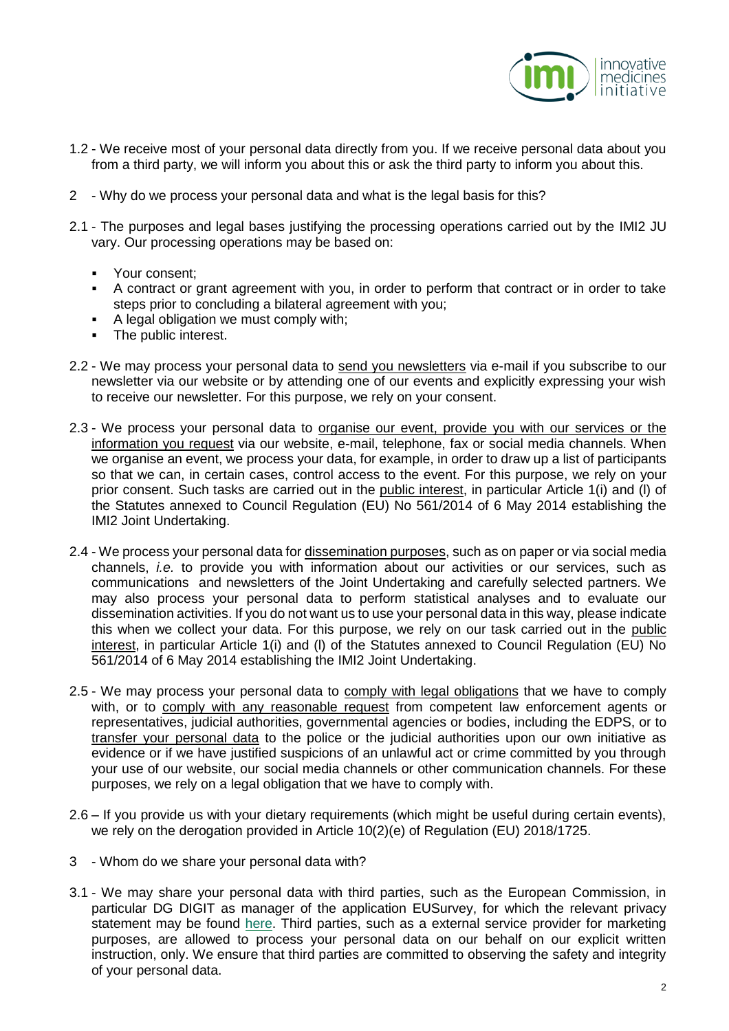1.2 - We receive most of your personal data directly from you. If we receive personal data about you from a third party, we will inform you about this or ask the third party to inform you about this.

## 2 - Why do we process your personal data and what is the legal basis for this?

2.1 - The purposes and legal bases justifying the processing operations carried out by the IMI2 JU vary. Our processing operations may be based on:

- Your consent;
- A contract or grant agreement with you, in order to perform that contract or in order to take steps prior to concluding a bilateral agreement with you;
- A legal obligation we must comply with;
- The public interest.

2.2 - We may process your personal data to send you newsletters via e-mail if you subscribe to our newsletter via our website or by attending one of our events and explicitly expressing your wish to receive our newsletter. For this purpose, we rely on your consent.

2.3 - We process your personal data to organise our event, provide you with our services or the information you request via our website, e-mail, telephone, fax or social media channels. When we organise an event, we process your data, for example, in order to draw up a list of participants so that we can, in certain cases, control access to the event. For this purpose, we rely on your prior consent. Such tasks are carried out in the public interest, in particular Article 1(i) and (l) of the Statutes annexed to Council Regulation (EU) No 561/2014 of 6 May 2014 establishing the IMI2 Joint Undertaking.

2.4 - We process your personal data for dissemination purposes, such as on paper or via social media channels, *i.e.* to provide you with information about our activities or our services, such as communications and newsletters of the Joint Undertaking and carefully selected partners. We may also process your personal data to perform statistical analyses and to evaluate our dissemination activities. If you do not want us to use your personal data in this way, please indicate this when we collect your data. For this purpose, we rely on our task carried out in the public interest, in particular Article 1(i) and (l) of the Statutes annexed to Council Regulation (EU) No 561/2014 of 6 May 2014 establishing the IMI2 Joint Undertaking.

2.5 - We may process your personal data to comply with legal obligations that we have to comply with, or to comply with any reasonable request from competent law enforcement agents or representatives, judicial authorities, governmental agencies or bodies, including the EDPS, or to transfer your personal data to the police or the judicial authorities upon our own initiative as evidence or if we have justified suspicions of an unlawful act or crime committed by you through your use of our website, our social media channels or other communication channels. For these purposes, we rely on a legal obligation that we have to comply with.

2.6 – If you provide us with your dietary requirements (which might be useful during certain events), we rely on the derogation provided in Article 10(2)(e) of Regulation (EU) 2018/1725.

## 3 - Whom do we share your personal data with?

3.1 - We may share your personal data with third parties, such as the European Commission, in particular DG DIGIT as manager of the application EUSurvey, for which the relevant privacy statement may be found here. Third parties, such as a external service provider for marketing purposes, are allowed to process your personal data on our behalf on our explicit written instruction, only. We ensure that third parties are committed to observing the safety and integrity of your personal data.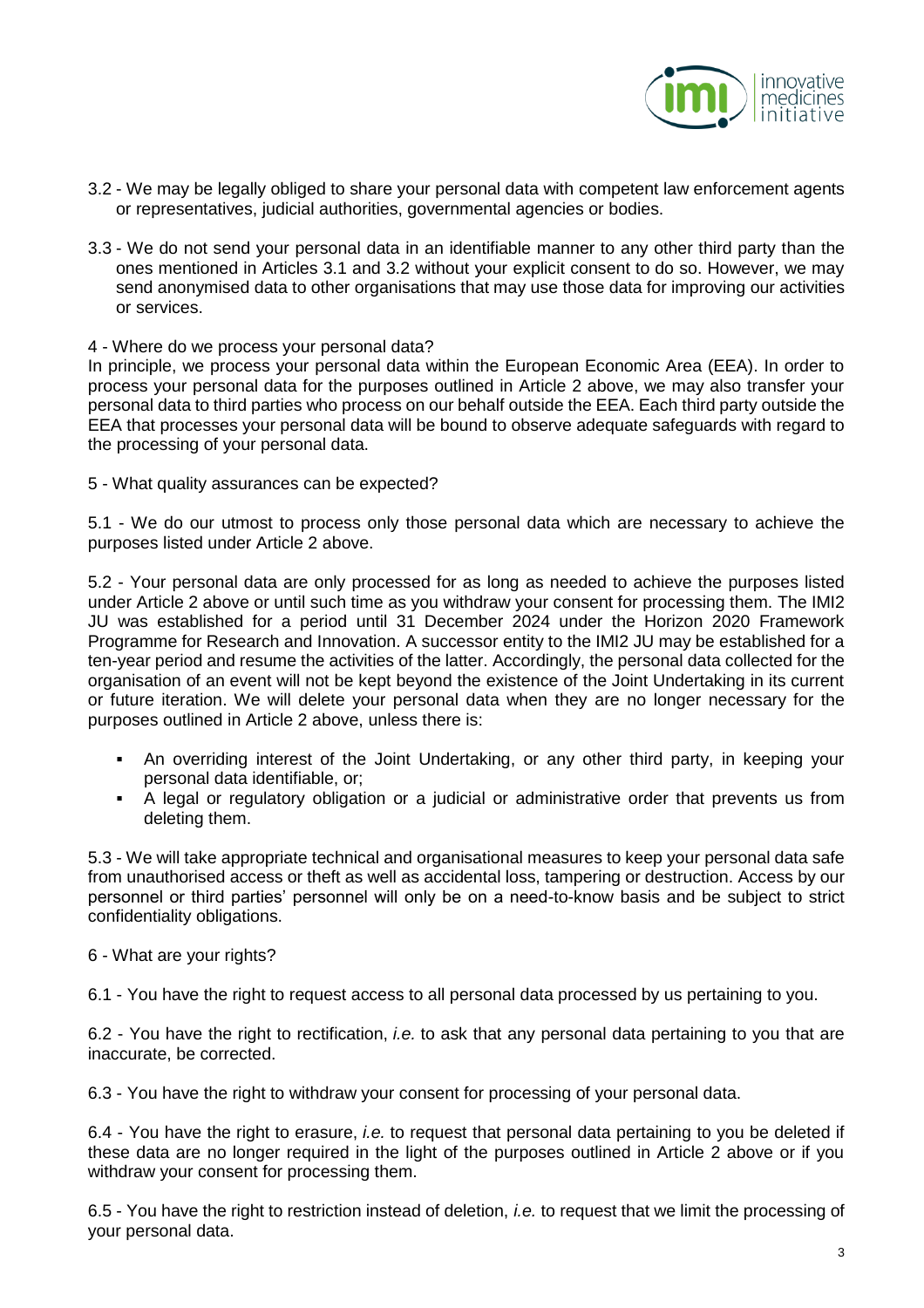3.2 - We may be legally obliged to share your personal data with competent law enforcement agents or representatives, judicial authorities, governmental agencies or bodies.

3.3 - We do not send your personal data in an identifiable manner to any other third party than the ones mentioned in Articles 3.1 and 3.2 without your explicit consent to do so. However, we may send anonymised data to other organisations that may use those data for improving our activities or services.

## 4 - Where do we process your personal data?

In principle, we process your personal data within the European Economic Area (EEA). In order to process your personal data for the purposes outlined in Article 2 above, we may also transfer your personal data to third parties who process on our behalf outside the EEA. Each third party outside the EEA that processes your personal data will be bound to observe adequate safeguards with regard to the processing of your personal data.

## 5 - What quality assurances can be expected?

5.1 - We do our utmost to process only those personal data which are necessary to achieve the purposes listed under Article 2 above.

5.2 - Your personal data are only processed for as long as needed to achieve the purposes listed under Article 2 above or until such time as you withdraw your consent for processing them. The IMI2 JU was established for a period until 31 December 2024 under the Horizon 2020 Framework Programme for Research and Innovation. A successor entity to the IMI2 JU may be established for a ten-year period and resume the activities of the latter. Accordingly, the personal data collected for the organisation of an event will not be kept beyond the existence of the Joint Undertaking in its current or future iteration. We will delete your personal data when they are no longer necessary for the purposes outlined in Article 2 above, unless there is:

- An overriding interest of the Joint Undertaking, or any other third party, in keeping your personal data identifiable, or;
- A legal or regulatory obligation or a judicial or administrative order that prevents us from deleting them.

5.3 - We will take appropriate technical and organisational measures to keep your personal data safe from unauthorised access or theft as well as accidental loss, tampering or destruction. Access by our personnel or third parties' personnel will only be on a need-to-know basis and be subject to strict confidentiality obligations.

## 6 - What are your rights?

6.1 - You have the right to request access to all personal data processed by us pertaining to you.

6.2 - You have the right to rectification, *i.e.* to ask that any personal data pertaining to you that are inaccurate, be corrected.

6.3 - You have the right to withdraw your consent for processing of your personal data.

6.4 - You have the right to erasure, *i.e.* to request that personal data pertaining to you be deleted if these data are no longer required in the light of the purposes outlined in Article 2 above or if you withdraw your consent for processing them.

6.5 - You have the right to restriction instead of deletion, *i.e.* to request that we limit the processing of your personal data.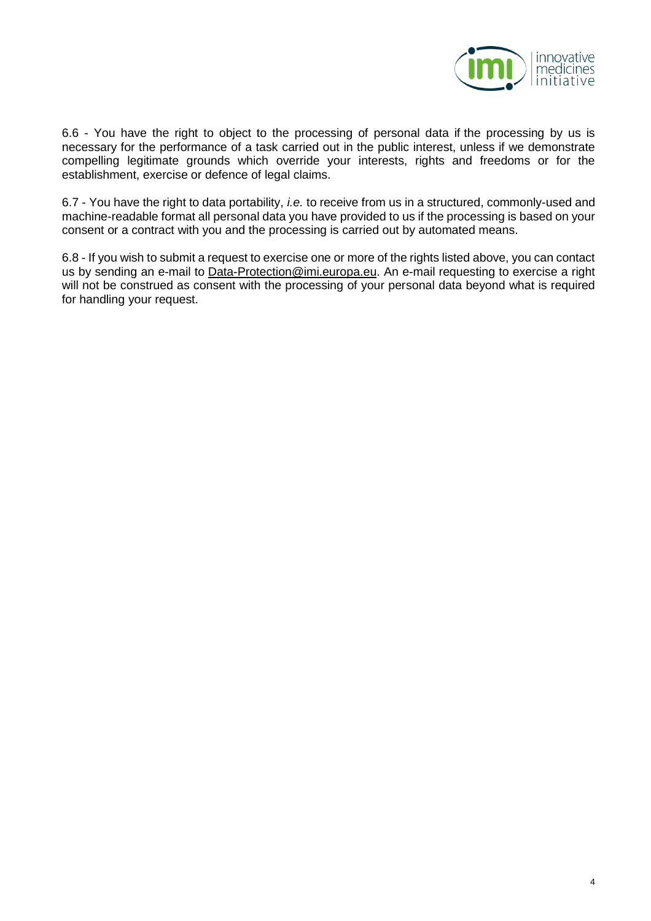6.6 - You have the right to object to the processing of personal data if the processing by us is necessary for the performance of a task carried out in the public interest, unless if we demonstrate compelling legitimate grounds which override your interests, rights and freedoms or for the establishment, exercise or defence of legal claims.

6.7 - You have the right to data portability, *i.e.* to receive from us in a structured, commonly-used and machine-readable format all personal data you have provided to us if the processing is based on your consent or a contract with you and the processing is carried out by automated means.

6.8 - If you wish to submit a request to exercise one or more of the rights listed above, you can contact us by sending an e-mail to Data-Protection@imi.europa.eu. An e-mail requesting to exercise a right will not be construed as consent with the processing of your personal data beyond what is required for handling your request.